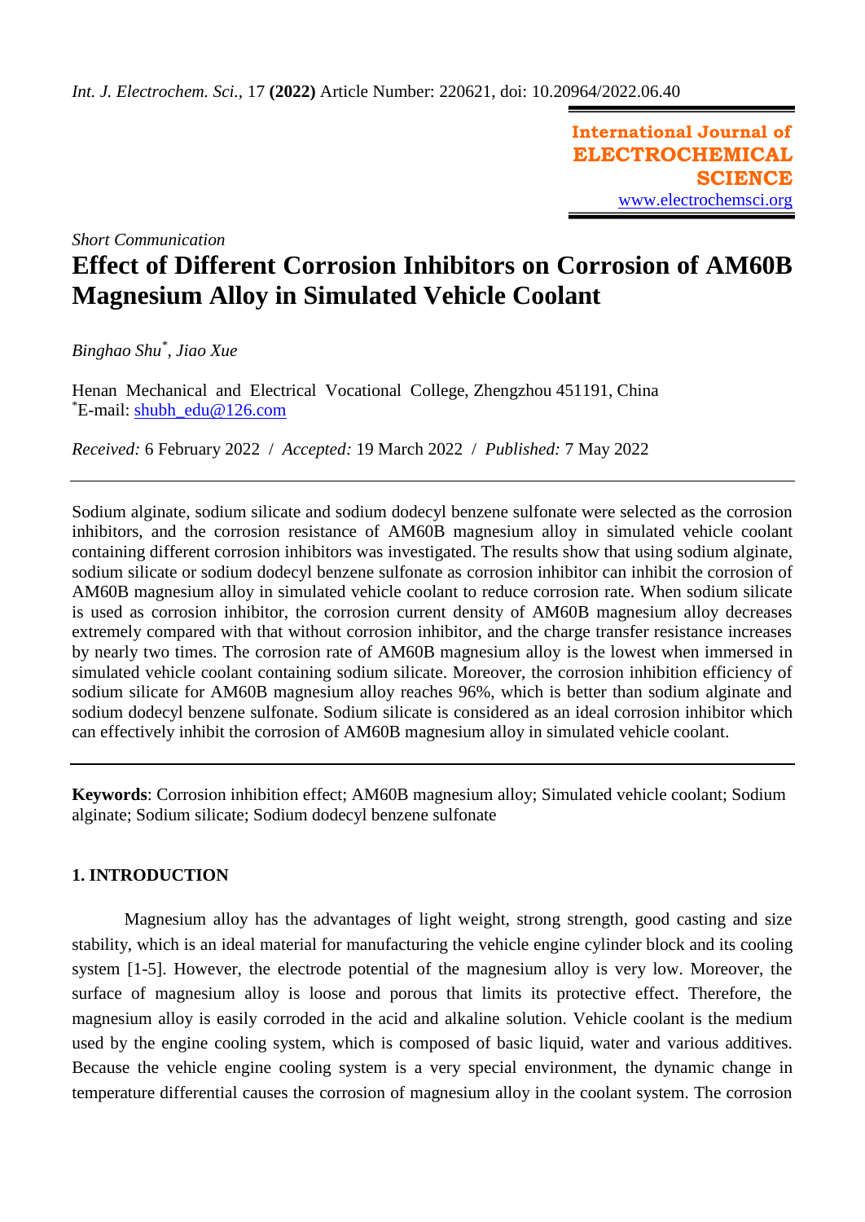*Short Communication*

# Effect of Different Corrosion Inhibitors on Corrosion of AM60B Magnesium Alloy in Simulated Vehicle Coolant

*Binghao Shu*[*], *Jiao Xue*

Henan Mechanical and Electrical Vocational College, Zhengzhou 451191, China
[*]E-mail: shubh_edu@126.com

*Received:* 6 February 2022 / *Accepted:* 19 March 2022 / *Published:* 7 May 2022

---

Sodium alginate, sodium silicate and sodium dodecyl benzene sulfonate were selected as the corrosion inhibitors, and the corrosion resistance of AM60B magnesium alloy in simulated vehicle coolant containing different corrosion inhibitors was investigated. The results show that using sodium alginate, sodium silicate or sodium dodecyl benzene sulfonate as corrosion inhibitor can inhibit the corrosion of AM60B magnesium alloy in simulated vehicle coolant to reduce corrosion rate. When sodium silicate is used as corrosion inhibitor, the corrosion current density of AM60B magnesium alloy decreases extremely compared with that without corrosion inhibitor, and the charge transfer resistance increases by nearly two times. The corrosion rate of AM60B magnesium alloy is the lowest when immersed in simulated vehicle coolant containing sodium silicate. Moreover, the corrosion inhibition efficiency of sodium silicate for AM60B magnesium alloy reaches 96%, which is better than sodium alginate and sodium dodecyl benzene sulfonate. Sodium silicate is considered as an ideal corrosion inhibitor which can effectively inhibit the corrosion of AM60B magnesium alloy in simulated vehicle coolant.

---

**Keywords**: Corrosion inhibition effect; AM60B magnesium alloy; Simulated vehicle coolant; Sodium alginate; Sodium silicate; Sodium dodecyl benzene sulfonate

## 1. INTRODUCTION

Magnesium alloy has the advantages of light weight, strong strength, good casting and size stability, which is an ideal material for manufacturing the vehicle engine cylinder block and its cooling system [1-5]. However, the electrode potential of the magnesium alloy is very low. Moreover, the surface of magnesium alloy is loose and porous that limits its protective effect. Therefore, the magnesium alloy is easily corroded in the acid and alkaline solution. Vehicle coolant is the medium used by the engine cooling system, which is composed of basic liquid, water and various additives. Because the vehicle engine cooling system is a very special environment, the dynamic change in temperature differential causes the corrosion of magnesium alloy in the coolant system. The corrosion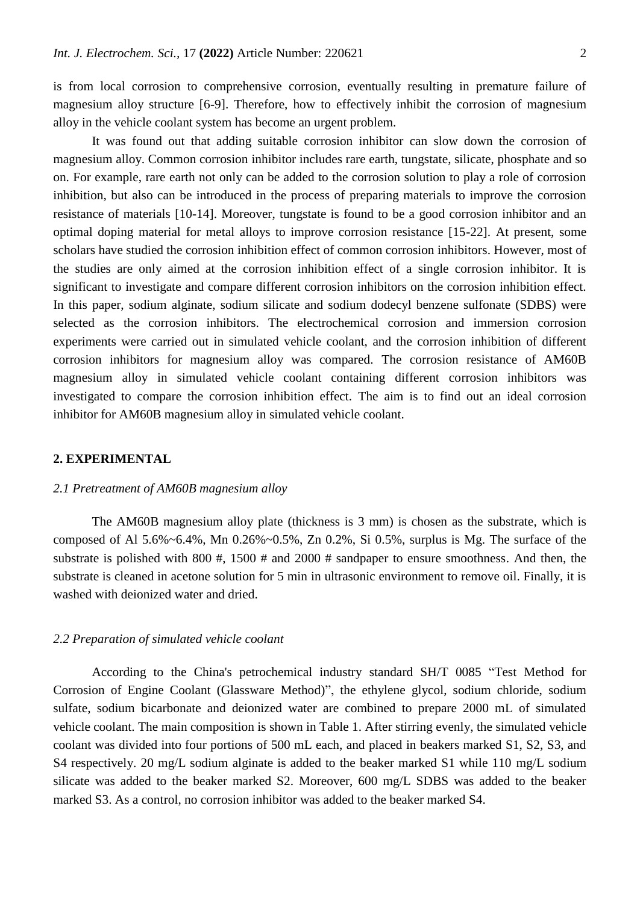is from local corrosion to comprehensive corrosion, eventually resulting in premature failure of magnesium alloy structure [6-9]. Therefore, how to effectively inhibit the corrosion of magnesium alloy in the vehicle coolant system has become an urgent problem.

It was found out that adding suitable corrosion inhibitor can slow down the corrosion of magnesium alloy. Common corrosion inhibitor includes rare earth, tungstate, silicate, phosphate and so on. For example, rare earth not only can be added to the corrosion solution to play a role of corrosion inhibition, but also can be introduced in the process of preparing materials to improve the corrosion resistance of materials [10-14]. Moreover, tungstate is found to be a good corrosion inhibitor and an optimal doping material for metal alloys to improve corrosion resistance [15-22]. At present, some scholars have studied the corrosion inhibition effect of common corrosion inhibitors. However, most of the studies are only aimed at the corrosion inhibition effect of a single corrosion inhibitor. It is significant to investigate and compare different corrosion inhibitors on the corrosion inhibition effect. In this paper, sodium alginate, sodium silicate and sodium dodecyl benzene sulfonate (SDBS) were selected as the corrosion inhibitors. The electrochemical corrosion and immersion corrosion experiments were carried out in simulated vehicle coolant, and the corrosion inhibition of different corrosion inhibitors for magnesium alloy was compared. The corrosion resistance of AM60B magnesium alloy in simulated vehicle coolant containing different corrosion inhibitors was investigated to compare the corrosion inhibition effect. The aim is to find out an ideal corrosion inhibitor for AM60B magnesium alloy in simulated vehicle coolant.

## 2. EXPERIMENTAL

### *2.1 Pretreatment of AM60B magnesium alloy*

The AM60B magnesium alloy plate (thickness is 3 mm) is chosen as the substrate, which is composed of Al 5.6%~6.4%, Mn 0.26%~0.5%, Zn 0.2%, Si 0.5%, surplus is Mg. The surface of the substrate is polished with 800 #, 1500 # and 2000 # sandpaper to ensure smoothness. And then, the substrate is cleaned in acetone solution for 5 min in ultrasonic environment to remove oil. Finally, it is washed with deionized water and dried.

### *2.2 Preparation of simulated vehicle coolant*

According to the China's petrochemical industry standard SH/T 0085 "Test Method for Corrosion of Engine Coolant (Glassware Method)", the ethylene glycol, sodium chloride, sodium sulfate, sodium bicarbonate and deionized water are combined to prepare 2000 mL of simulated vehicle coolant. The main composition is shown in Table 1. After stirring evenly, the simulated vehicle coolant was divided into four portions of 500 mL each, and placed in beakers marked S1, S2, S3, and S4 respectively. 20 mg/L sodium alginate is added to the beaker marked S1 while 110 mg/L sodium silicate was added to the beaker marked S2. Moreover, 600 mg/L SDBS was added to the beaker marked S3. As a control, no corrosion inhibitor was added to the beaker marked S4.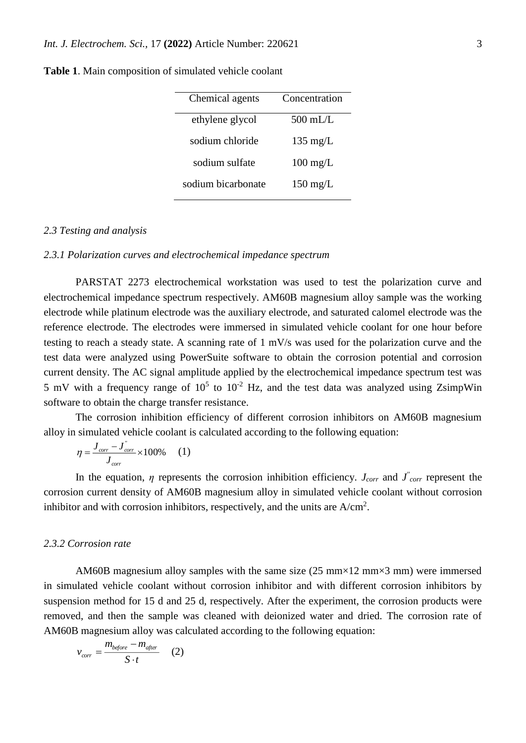**Table 1**. Main composition of simulated vehicle coolant

| Chemical agents | Concentration |
|---|---|
| ethylene glycol | 500 mL/L |
| sodium chloride | 135 mg/L |
| sodium sulfate | 100 mg/L |
| sodium bicarbonate | 150 mg/L |

### *2.3 Testing and analysis*

#### *2.3.1 Polarization curves and electrochemical impedance spectrum*

PARSTAT 2273 electrochemical workstation was used to test the polarization curve and electrochemical impedance spectrum respectively. AM60B magnesium alloy sample was the working electrode while platinum electrode was the auxiliary electrode, and saturated calomel electrode was the reference electrode. The electrodes were immersed in simulated vehicle coolant for one hour before testing to reach a steady state. A scanning rate of 1 mV/s was used for the polarization curve and the test data were analyzed using PowerSuite software to obtain the corrosion potential and corrosion current density. The AC signal amplitude applied by the electrochemical impedance spectrum test was 5 mV with a frequency range of $10^5$ to $10^{-2}$ Hz, and the test data was analyzed using ZsimpWin software to obtain the charge transfer resistance.

The corrosion inhibition efficiency of different corrosion inhibitors on AM60B magnesium alloy in simulated vehicle coolant is calculated according to the following equation:

$$\eta = \frac{J_{corr} - J''_{corr}}{J_{corr}} \times 100\% \quad (1)$$

In the equation, $\eta$ represents the corrosion inhibition efficiency. $J_{corr}$ and $J''_{corr}$ represent the corrosion current density of AM60B magnesium alloy in simulated vehicle coolant without corrosion inhibitor and with corrosion inhibitors, respectively, and the units are $A/cm^2$.

#### *2.3.2 Corrosion rate*

AM60B magnesium alloy samples with the same size (25 mm×12 mm×3 mm) were immersed in simulated vehicle coolant without corrosion inhibitor and with different corrosion inhibitors by suspension method for 15 d and 25 d, respectively. After the experiment, the corrosion products were removed, and then the sample was cleaned with deionized water and dried. The corrosion rate of AM60B magnesium alloy was calculated according to the following equation:

$$v_{corr} = \frac{m_{before} - m_{after}}{S \cdot t} \quad (2)$$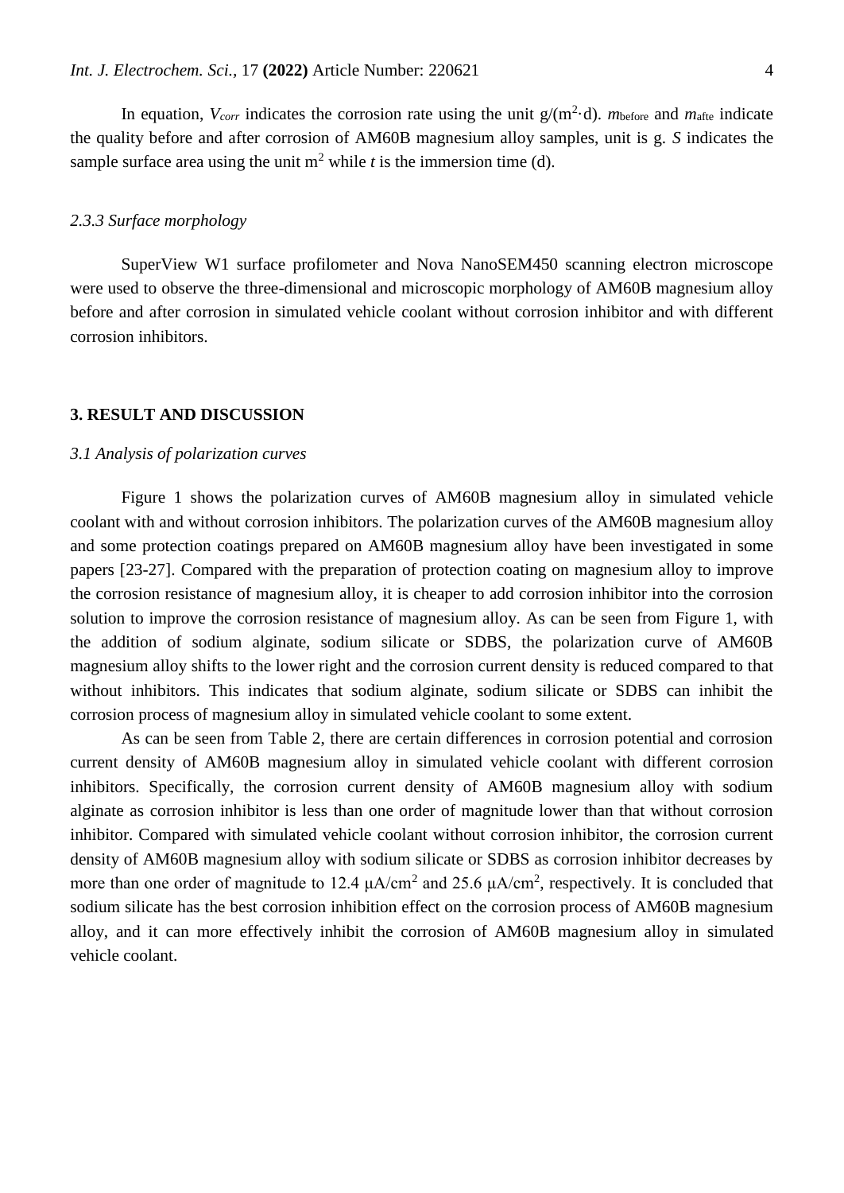In equation, $V_{corr}$ indicates the corrosion rate using the unit g/(m$^2$·d). $m_{before}$ and $m_{afte}$ indicate the quality before and after corrosion of AM60B magnesium alloy samples, unit is g. $S$ indicates the sample surface area using the unit m$^2$ while $t$ is the immersion time (d).

### *2.3.3 Surface morphology*

SuperView W1 surface profilometer and Nova NanoSEM450 scanning electron microscope were used to observe the three-dimensional and microscopic morphology of AM60B magnesium alloy before and after corrosion in simulated vehicle coolant without corrosion inhibitor and with different corrosion inhibitors.

## **3. RESULT AND DISCUSSION**

### *3.1 Analysis of polarization curves*

Figure 1 shows the polarization curves of AM60B magnesium alloy in simulated vehicle coolant with and without corrosion inhibitors. The polarization curves of the AM60B magnesium alloy and some protection coatings prepared on AM60B magnesium alloy have been investigated in some papers [23-27]. Compared with the preparation of protection coating on magnesium alloy to improve the corrosion resistance of magnesium alloy, it is cheaper to add corrosion inhibitor into the corrosion solution to improve the corrosion resistance of magnesium alloy. As can be seen from Figure 1, with the addition of sodium alginate, sodium silicate or SDBS, the polarization curve of AM60B magnesium alloy shifts to the lower right and the corrosion current density is reduced compared to that without inhibitors. This indicates that sodium alginate, sodium silicate or SDBS can inhibit the corrosion process of magnesium alloy in simulated vehicle coolant to some extent.

As can be seen from Table 2, there are certain differences in corrosion potential and corrosion current density of AM60B magnesium alloy in simulated vehicle coolant with different corrosion inhibitors. Specifically, the corrosion current density of AM60B magnesium alloy with sodium alginate as corrosion inhibitor is less than one order of magnitude lower than that without corrosion inhibitor. Compared with simulated vehicle coolant without corrosion inhibitor, the corrosion current density of AM60B magnesium alloy with sodium silicate or SDBS as corrosion inhibitor decreases by more than one order of magnitude to 12.4 μA/cm$^2$ and 25.6 μA/cm$^2$, respectively. It is concluded that sodium silicate has the best corrosion inhibition effect on the corrosion process of AM60B magnesium alloy, and it can more effectively inhibit the corrosion of AM60B magnesium alloy in simulated vehicle coolant.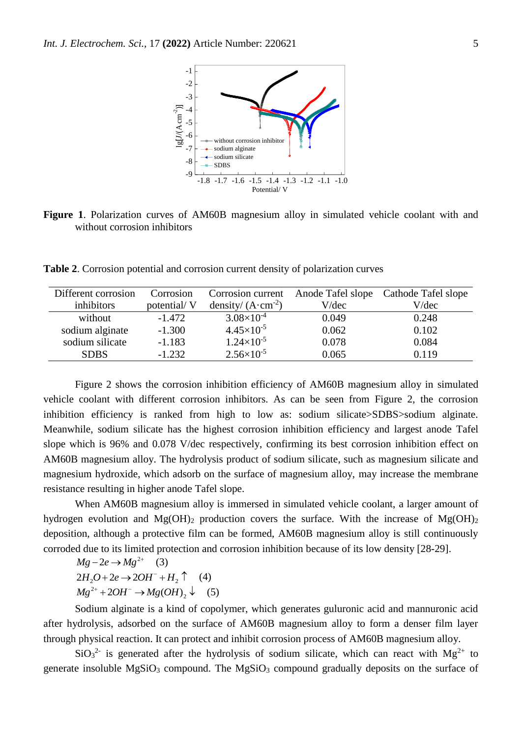**Figure 1**. Polarization curves of AM60B magnesium alloy in simulated vehicle coolant with and without corrosion inhibitors

**Table 2**. Corrosion potential and corrosion current density of polarization curves

| Different corrosion inhibitors | Corrosion potential/ V | Corrosion current density/ $(A\cdot cm^{-2})$ | Anode Tafel slope V/dec | Cathode Tafel slope V/dec |
|---|---|---|---|---|
| without | -1.472 | $3.08\times10^{-4}$ | 0.049 | 0.248 |
| sodium alginate | -1.300 | $4.45\times10^{-5}$ | 0.062 | 0.102 |
| sodium silicate | -1.183 | $1.24\times10^{-5}$ | 0.078 | 0.084 |
| SDBS | -1.232 | $2.56\times10^{-5}$ | 0.065 | 0.119 |

Figure 2 shows the corrosion inhibition efficiency of AM60B magnesium alloy in simulated vehicle coolant with different corrosion inhibitors. As can be seen from Figure 2, the corrosion inhibition efficiency is ranked from high to low as: sodium silicate>SDBS>sodium alginate. Meanwhile, sodium silicate has the highest corrosion inhibition efficiency and largest anode Tafel slope which is 96% and 0.078 V/dec respectively, confirming its best corrosion inhibition effect on AM60B magnesium alloy. The hydrolysis product of sodium silicate, such as magnesium silicate and magnesium hydroxide, which adsorb on the surface of magnesium alloy, may increase the membrane resistance resulting in higher anode Tafel slope.

When AM60B magnesium alloy is immersed in simulated vehicle coolant, a larger amount of hydrogen evolution and $Mg(OH)_2$ production covers the surface. With the increase of $Mg(OH)_2$ deposition, although a protective film can be formed, AM60B magnesium alloy is still continuously corroded due to its limited protection and corrosion inhibition because of its low density [28-29].

$$Mg - 2e \rightarrow Mg^{2+} \quad (3)$$

$$2H_2O + 2e \rightarrow 2OH^- + H_2\uparrow \quad (4)$$

$$Mg^{2+} + 2OH^- \rightarrow Mg(OH)_2\downarrow \quad (5)$$

Sodium alginate is a kind of copolymer, which generates guluronic acid and mannuronic acid after hydrolysis, adsorbed on the surface of AM60B magnesium alloy to form a denser film layer through physical reaction. It can protect and inhibit corrosion process of AM60B magnesium alloy.

$SiO_3^{2-}$ is generated after the hydrolysis of sodium silicate, which can react with $Mg^{2+}$ to generate insoluble $MgSiO_3$ compound. The $MgSiO_3$ compound gradually deposits on the surface of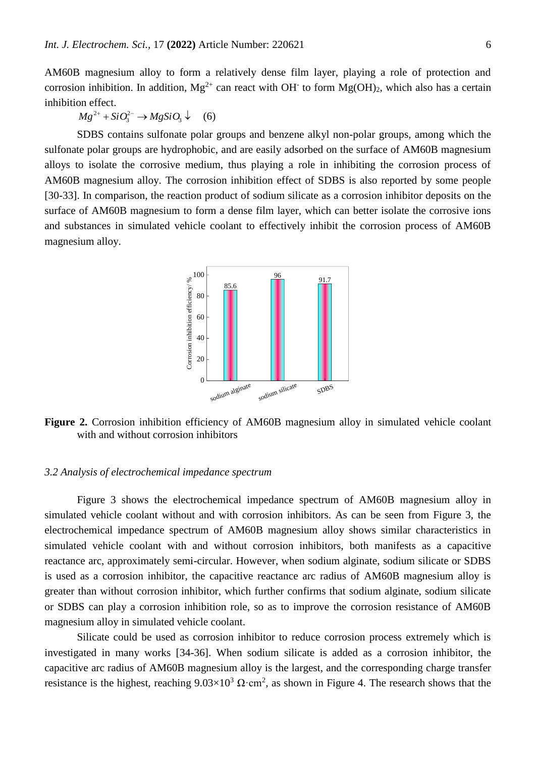AM60B magnesium alloy to form a relatively dense film layer, playing a role of protection and corrosion inhibition. In addition, $Mg^{2+}$ can react with $OH^-$ to form $Mg(OH)_2$, which also has a certain inhibition effect.

$$Mg^{2+} + SiO_3^{2-} \rightarrow MgSiO_3 \downarrow \quad (6)$$

SDBS contains sulfonate polar groups and benzene alkyl non-polar groups, among which the sulfonate polar groups are hydrophobic, and are easily adsorbed on the surface of AM60B magnesium alloys to isolate the corrosive medium, thus playing a role in inhibiting the corrosion process of AM60B magnesium alloy. The corrosion inhibition effect of SDBS is also reported by some people [30-33]. In comparison, the reaction product of sodium silicate as a corrosion inhibitor deposits on the surface of AM60B magnesium to form a dense film layer, which can better isolate the corrosive ions and substances in simulated vehicle coolant to effectively inhibit the corrosion process of AM60B magnesium alloy.

**Figure 2.** Corrosion inhibition efficiency of AM60B magnesium alloy in simulated vehicle coolant with and without corrosion inhibitors

### *3.2 Analysis of electrochemical impedance spectrum*

Figure 3 shows the electrochemical impedance spectrum of AM60B magnesium alloy in simulated vehicle coolant without and with corrosion inhibitors. As can be seen from Figure 3, the electrochemical impedance spectrum of AM60B magnesium alloy shows similar characteristics in simulated vehicle coolant with and without corrosion inhibitors, both manifests as a capacitive reactance arc, approximately semi-circular. However, when sodium alginate, sodium silicate or SDBS is used as a corrosion inhibitor, the capacitive reactance arc radius of AM60B magnesium alloy is greater than without corrosion inhibitor, which further confirms that sodium alginate, sodium silicate or SDBS can play a corrosion inhibition role, so as to improve the corrosion resistance of AM60B magnesium alloy in simulated vehicle coolant.

Silicate could be used as corrosion inhibitor to reduce corrosion process extremely which is investigated in many works [34-36]. When sodium silicate is added as a corrosion inhibitor, the capacitive arc radius of AM60B magnesium alloy is the largest, and the corresponding charge transfer resistance is the highest, reaching $9.03\times10^3$ $\Omega\cdot cm^2$, as shown in Figure 4. The research shows that the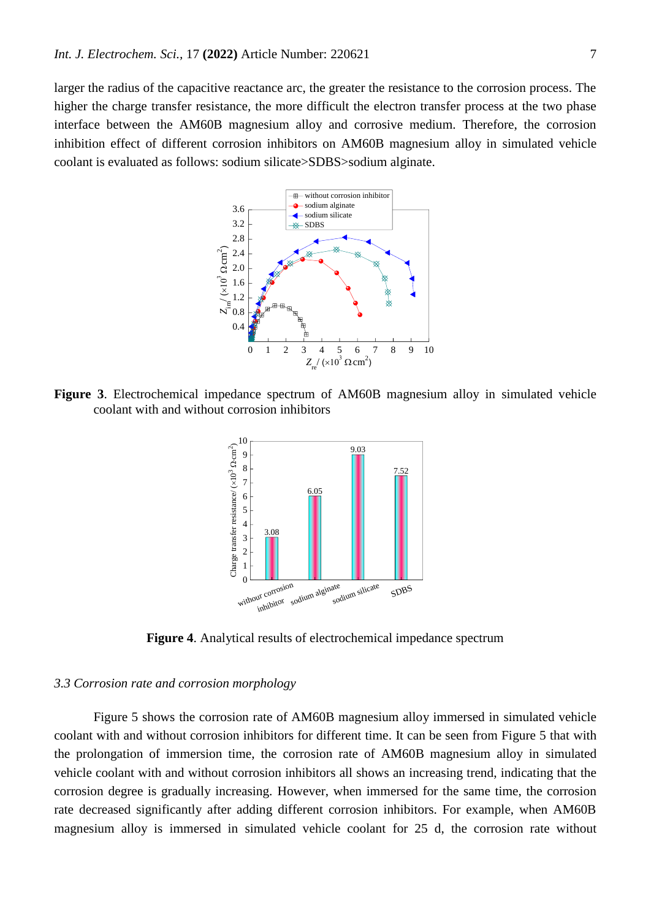larger the radius of the capacitive reactance arc, the greater the resistance to the corrosion process. The higher the charge transfer resistance, the more difficult the electron transfer process at the two phase interface between the AM60B magnesium alloy and corrosive medium. Therefore, the corrosion inhibition effect of different corrosion inhibitors on AM60B magnesium alloy in simulated vehicle coolant is evaluated as follows: sodium silicate>SDBS>sodium alginate.

**Figure 3**. Electrochemical impedance spectrum of AM60B magnesium alloy in simulated vehicle coolant with and without corrosion inhibitors

**Figure 4**. Analytical results of electrochemical impedance spectrum

### *3.3 Corrosion rate and corrosion morphology*

Figure 5 shows the corrosion rate of AM60B magnesium alloy immersed in simulated vehicle coolant with and without corrosion inhibitors for different time. It can be seen from Figure 5 that with the prolongation of immersion time, the corrosion rate of AM60B magnesium alloy in simulated vehicle coolant with and without corrosion inhibitors all shows an increasing trend, indicating that the corrosion degree is gradually increasing. However, when immersed for the same time, the corrosion rate decreased significantly after adding different corrosion inhibitors. For example, when AM60B magnesium alloy is immersed in simulated vehicle coolant for 25 d, the corrosion rate without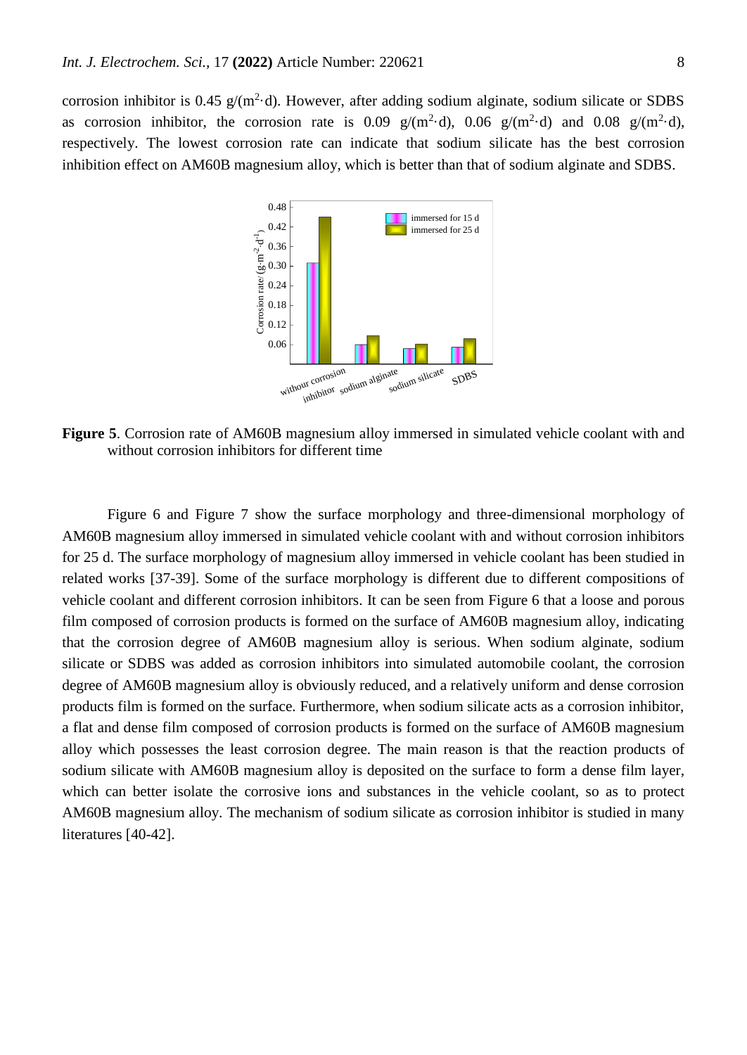corrosion inhibitor is 0.45 g/($m^2$·d). However, after adding sodium alginate, sodium silicate or SDBS as corrosion inhibitor, the corrosion rate is 0.09 g/($m^2$·d), 0.06 g/($m^2$·d) and 0.08 g/($m^2$·d), respectively. The lowest corrosion rate can indicate that sodium silicate has the best corrosion inhibition effect on AM60B magnesium alloy, which is better than that of sodium alginate and SDBS.

**Figure 5**. Corrosion rate of AM60B magnesium alloy immersed in simulated vehicle coolant with and without corrosion inhibitors for different time

Figure 6 and Figure 7 show the surface morphology and three-dimensional morphology of AM60B magnesium alloy immersed in simulated vehicle coolant with and without corrosion inhibitors for 25 d. The surface morphology of magnesium alloy immersed in vehicle coolant has been studied in related works [37-39]. Some of the surface morphology is different due to different compositions of vehicle coolant and different corrosion inhibitors. It can be seen from Figure 6 that a loose and porous film composed of corrosion products is formed on the surface of AM60B magnesium alloy, indicating that the corrosion degree of AM60B magnesium alloy is serious. When sodium alginate, sodium silicate or SDBS was added as corrosion inhibitors into simulated automobile coolant, the corrosion degree of AM60B magnesium alloy is obviously reduced, and a relatively uniform and dense corrosion products film is formed on the surface. Furthermore, when sodium silicate acts as a corrosion inhibitor, a flat and dense film composed of corrosion products is formed on the surface of AM60B magnesium alloy which possesses the least corrosion degree. The main reason is that the reaction products of sodium silicate with AM60B magnesium alloy is deposited on the surface to form a dense film layer, which can better isolate the corrosive ions and substances in the vehicle coolant, so as to protect AM60B magnesium alloy. The mechanism of sodium silicate as corrosion inhibitor is studied in many literatures [40-42].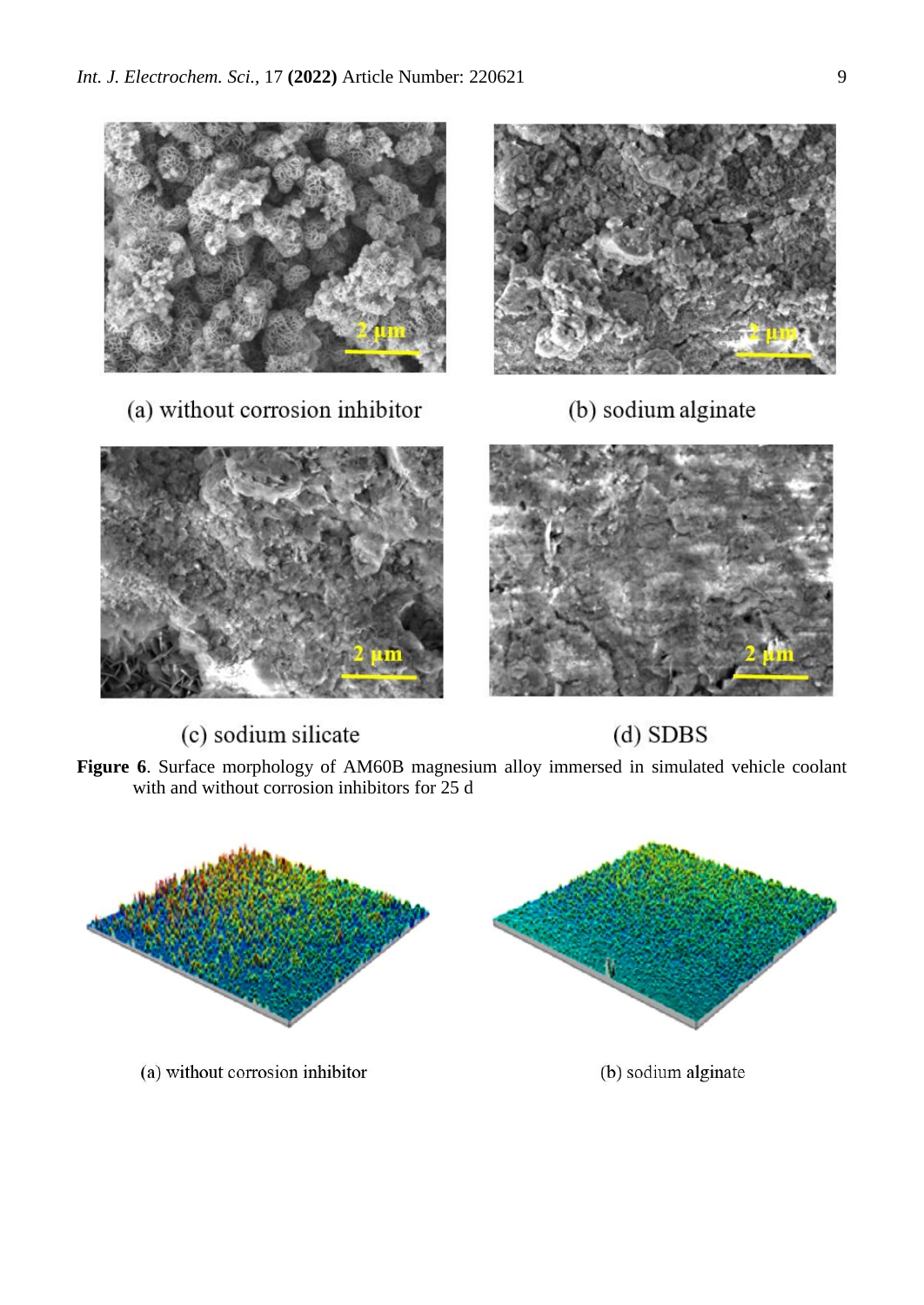(a) without corrosion inhibitor

(b) sodium alginate

(c) sodium silicate

(d) SDBS

**Figure 6**. Surface morphology of AM60B magnesium alloy immersed in simulated vehicle coolant with and without corrosion inhibitors for 25 d

(a) without corrosion inhibitor

(b) sodium alginate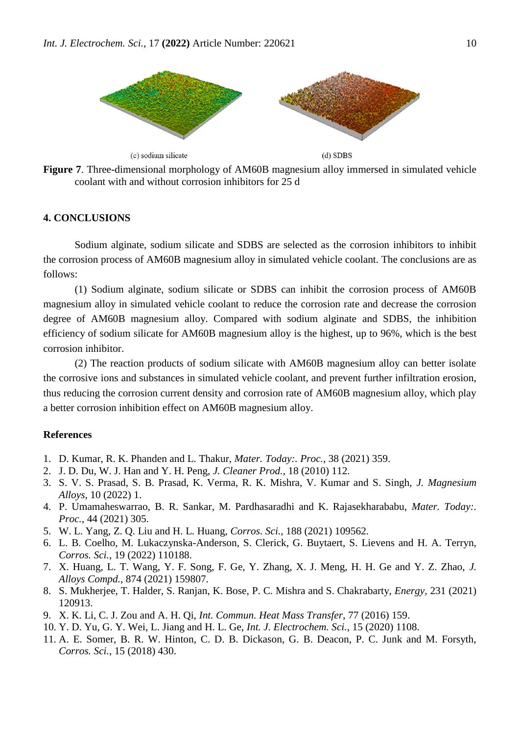(c) sodium silicate

(d) SDBS

**Figure 7**. Three-dimensional morphology of AM60B magnesium alloy immersed in simulated vehicle coolant with and without corrosion inhibitors for 25 d

## 4. CONCLUSIONS

Sodium alginate, sodium silicate and SDBS are selected as the corrosion inhibitors to inhibit the corrosion process of AM60B magnesium alloy in simulated vehicle coolant. The conclusions are as follows:

(1) Sodium alginate, sodium silicate or SDBS can inhibit the corrosion process of AM60B magnesium alloy in simulated vehicle coolant to reduce the corrosion rate and decrease the corrosion degree of AM60B magnesium alloy. Compared with sodium alginate and SDBS, the inhibition efficiency of sodium silicate for AM60B magnesium alloy is the highest, up to 96%, which is the best corrosion inhibitor.

(2) The reaction products of sodium silicate with AM60B magnesium alloy can better isolate the corrosive ions and substances in simulated vehicle coolant, and prevent further infiltration erosion, thus reducing the corrosion current density and corrosion rate of AM60B magnesium alloy, which play a better corrosion inhibition effect on AM60B magnesium alloy.

### References

1. D. Kumar, R. K. Phanden and L. Thakur, *Mater. Today:. Proc.*, 38 (2021) 359.
2. J. D. Du, W. J. Han and Y. H. Peng, *J. Cleaner Prod.*, 18 (2010) 112.
3. S. V. S. Prasad, S. B. Prasad, K. Verma, R. K. Mishra, V. Kumar and S. Singh, *J. Magnesium Alloys*, 10 (2022) 1.
4. P. Umamaheswarrao, B. R. Sankar, M. Pardhasaradhi and K. Rajasekharababu, *Mater. Today:. Proc.*, 44 (2021) 305.
5. W. L. Yang, Z. Q. Liu and H. L. Huang, *Corros. Sci.*, 188 (2021) 109562.
6. L. B. Coelho, M. Lukaczynska-Anderson, S. Clerick, G. Buytaert, S. Lievens and H. A. Terryn, *Corros. Sci.*, 19 (2022) 110188.
7. X. Huang, L. T. Wang, Y. F. Song, F. Ge, Y. Zhang, X. J. Meng, H. H. Ge and Y. Z. Zhao, *J. Alloys Compd.*, 874 (2021) 159807.
8. S. Mukherjee, T. Halder, S. Ranjan, K. Bose, P. C. Mishra and S. Chakrabarty, *Energy*, 231 (2021) 120913.
9. X. K. Li, C. J. Zou and A. H. Qi, *Int. Commun. Heat Mass Transfer*, 77 (2016) 159.
10. Y. D. Yu, G. Y. Wei, L. Jiang and H. L. Ge, *Int. J. Electrochem. Sci.*, 15 (2020) 1108.
11. A. E. Somer, B. R. W. Hinton, C. D. B. Dickason, G. B. Deacon, P. C. Junk and M. Forsyth, *Corros. Sci.*, 15 (2018) 430.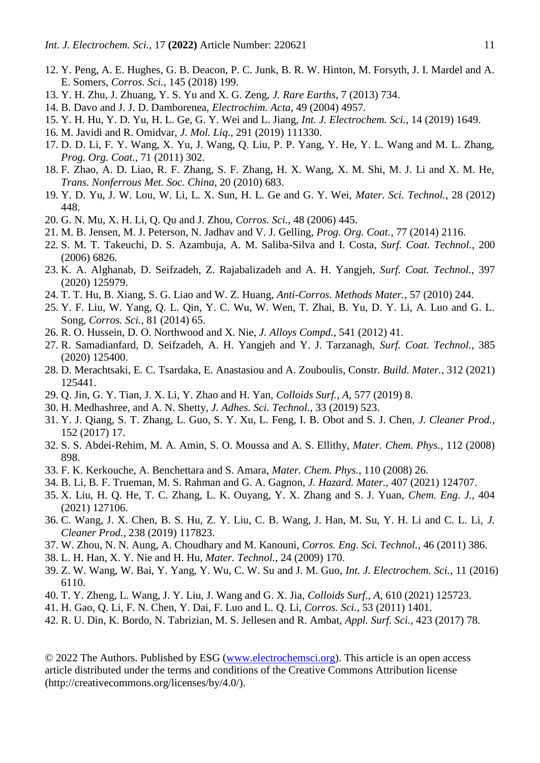12. Y. Peng, A. E. Hughes, G. B. Deacon, P. C. Junk, B. R. W. Hinton, M. Forsyth, J. I. Mardel and A. E. Somers, *Corros. Sci.*, 145 (2018) 199.
13. Y. H. Zhu, J. Zhuang, Y. S. Yu and X. G. Zeng, *J. Rare Earths*, 7 (2013) 734.
14. B. Davo and J. J. D. Damborenea, *Electrochim. Acta*, 49 (2004) 4957.
15. Y. H. Hu, Y. D. Yu, H. L. Ge, G. Y. Wei and L. Jiang, *Int. J. Electrochem. Sci.*, 14 (2019) 1649.
16. M. Javidi and R. Omidvar, *J. Mol. Liq.*, 291 (2019) 111330.
17. D. D. Li, F. Y. Wang, X. Yu, J. Wang, Q. Liu, P. P. Yang, Y. He, Y. L. Wang and M. L. Zhang, *Prog. Org. Coat.*, 71 (2011) 302.
18. F. Zhao, A. D. Liao, R. F. Zhang, S. F. Zhang, H. X. Wang, X. M. Shi, M. J. Li and X. M. He, *Trans. Nonferrous Met. Soc. China*, 20 (2010) 683.
19. Y. D. Yu, J. W. Lou, W. Li, L. X. Sun, H. L. Ge and G. Y. Wei, *Mater. Sci. Technol.*, 28 (2012) 448.
20. G. N. Mu, X. H. Li, Q. Qu and J. Zhou, *Corros. Sci.*, 48 (2006) 445.
21. M. B. Jensen, M. J. Peterson, N. Jadhav and V. J. Gelling, *Prog. Org. Coat.*, 77 (2014) 2116.
22. S. M. T. Takeuchi, D. S. Azambuja, A. M. Saliba-Silva and I. Costa, *Surf. Coat. Technol.*, 200 (2006) 6826.
23. K. A. Alghanab, D. Seifzadeh, Z. Rajabalizadeh and A. H. Yangjeh, *Surf. Coat. Technol.*, 397 (2020) 125979.
24. T. T. Hu, B. Xiang, S. G. Liao and W. Z. Huang, *Anti-Corros. Methods Mater.*, 57 (2010) 244.
25. Y. F. Liu, W. Yang, Q. L. Qin, Y. C. Wu, W. Wen, T. Zhai, B. Yu, D. Y. Li, A. Luo and G. L. Song, *Corros. Sci.*, 81 (2014) 65.
26. R. O. Hussein, D. O. Northwood and X. Nie, *J. Alloys Compd.*, 541 (2012) 41.
27. R. Samadianfard, D. Seifzadeh, A. H. Yangjeh and Y. J. Tarzanagh, *Surf. Coat. Technol.*, 385 (2020) 125400.
28. D. Merachtsaki, E. C. Tsardaka, E. Anastasiou and A. Zouboulis, Constr. *Build. Mater.*, 312 (2021) 125441.
29. Q. Jin, G. Y. Tian, J. X. Li, Y. Zhao and H. Yan, *Colloids Surf., A*, 577 (2019) 8.
30. H. Medhashree, and A. N. Shetty, *J. Adhes. Sci. Technol.*, 33 (2019) 523.
31. Y. J. Qiang, S. T. Zhang, L. Guo, S. Y. Xu, L. Feng, I. B. Obot and S. J. Chen, *J. Cleaner Prod.*, 152 (2017) 17.
32. S. S. Abdei-Rehim, M. A. Amin, S. O. Moussa and A. S. Ellithy, *Mater. Chem. Phys.*, 112 (2008) 898.
33. F. K. Kerkouche, A. Benchettara and S. Amara, *Mater. Chem. Phys.*, 110 (2008) 26.
34. B. Li, B. F. Trueman, M. S. Rahman and G. A. Gagnon, *J. Hazard. Mater.*, 407 (2021) 124707.
35. X. Liu, H. Q. He, T. C. Zhang, L. K. Ouyang, Y. X. Zhang and S. J. Yuan, *Chem. Eng. J.*, 404 (2021) 127106.
36. C. Wang, J. X. Chen, B. S. Hu, Z. Y. Liu, C. B. Wang, J. Han, M. Su, Y. H. Li and C. L. Li, *J. Cleaner Prod.*, 238 (2019) 117823.
37. W. Zhou, N. N. Aung, A. Choudhary and M. Kanouni, *Corros. Eng. Sci. Technol.*, 46 (2011) 386.
38. L. H. Han, X. Y. Nie and H. Hu, *Mater. Technol.*, 24 (2009) 170.
39. Z. W. Wang, W. Bai, Y. Yang, Y. Wu, C. W. Su and J. M. Guo, *Int. J. Electrochem. Sci.*, 11 (2016) 6110.
40. T. Y. Zheng, L. Wang, J. Y. Liu, J. Wang and G. X. Jia, *Colloids Surf., A*, 610 (2021) 125723.
41. H. Gao, Q. Li, F. N. Chen, Y. Dai, F. Luo and L. Q. Li, *Corros. Sci.*, 53 (2011) 1401.
42. R. U. Din, K. Bordo, N. Tabrizian, M. S. Jellesen and R. Ambat, *Appl. Surf. Sci.*, 423 (2017) 78.

© 2022 The Authors. Published by ESG (www.electrochemsci.org). This article is an open access article distributed under the terms and conditions of the Creative Commons Attribution license (http://creativecommons.org/licenses/by/4.0/).